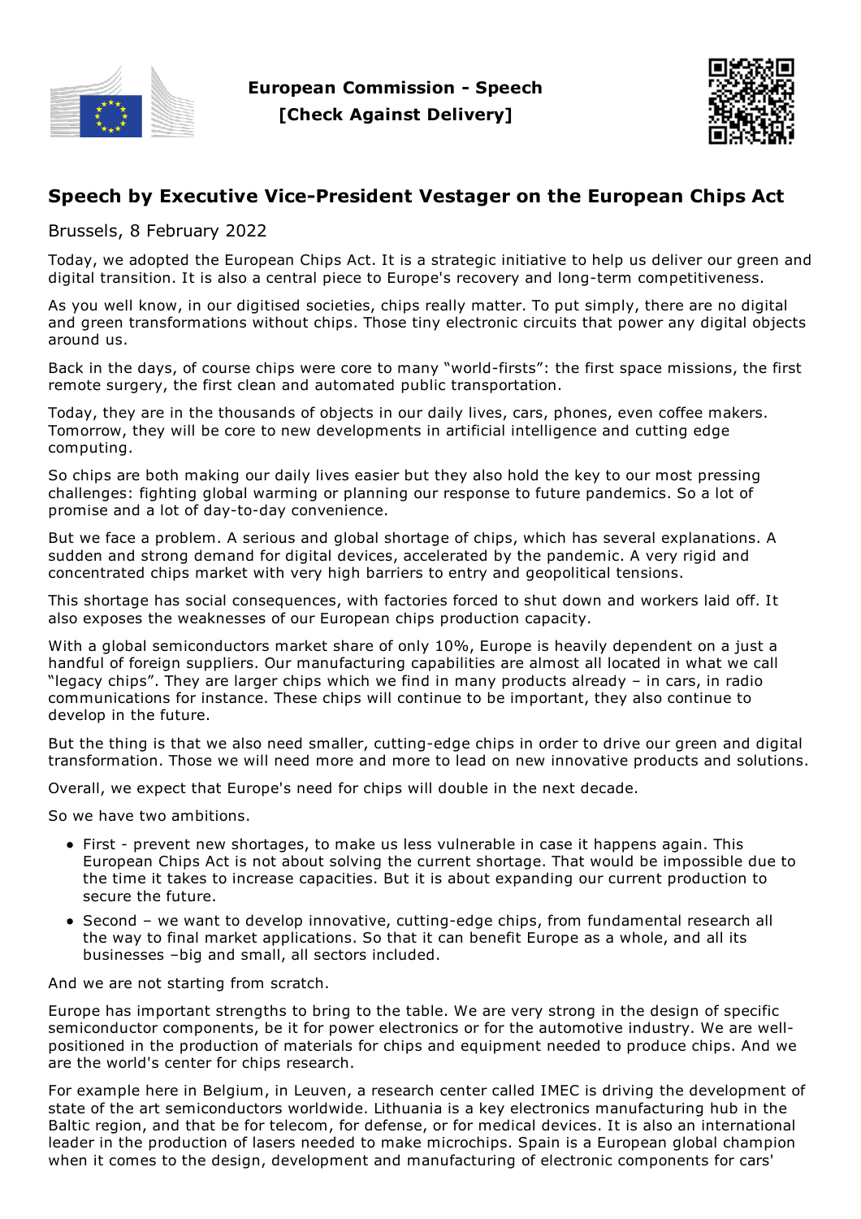**European Commission - Speech**
**[Check Against Delivery]**

## Speech by Executive Vice-President Vestager on the European Chips Act

Brussels, 8 February 2022

Today, we adopted the European Chips Act. It is a strategic initiative to help us deliver our green and digital transition. It is also a central piece to Europe's recovery and long-term competitiveness.

As you well know, in our digitised societies, chips really matter. To put simply, there are no digital and green transformations without chips. Those tiny electronic circuits that power any digital objects around us.

Back in the days, of course chips were core to many "world-firsts": the first space missions, the first remote surgery, the first clean and automated public transportation.

Today, they are in the thousands of objects in our daily lives, cars, phones, even coffee makers. Tomorrow, they will be core to new developments in artificial intelligence and cutting edge computing.

So chips are both making our daily lives easier but they also hold the key to our most pressing challenges: fighting global warming or planning our response to future pandemics. So a lot of promise and a lot of day-to-day convenience.

But we face a problem. A serious and global shortage of chips, which has several explanations. A sudden and strong demand for digital devices, accelerated by the pandemic. A very rigid and concentrated chips market with very high barriers to entry and geopolitical tensions.

This shortage has social consequences, with factories forced to shut down and workers laid off. It also exposes the weaknesses of our European chips production capacity.

With a global semiconductors market share of only 10%, Europe is heavily dependent on a just a handful of foreign suppliers. Our manufacturing capabilities are almost all located in what we call "legacy chips". They are larger chips which we find in many products already – in cars, in radio communications for instance. These chips will continue to be important, they also continue to develop in the future.

But the thing is that we also need smaller, cutting-edge chips in order to drive our green and digital transformation. Those we will need more and more to lead on new innovative products and solutions.

Overall, we expect that Europe's need for chips will double in the next decade.

So we have two ambitions.

- First - prevent new shortages, to make us less vulnerable in case it happens again. This European Chips Act is not about solving the current shortage. That would be impossible due to the time it takes to increase capacities. But it is about expanding our current production to secure the future.
- Second – we want to develop innovative, cutting-edge chips, from fundamental research all the way to final market applications. So that it can benefit Europe as a whole, and all its businesses –big and small, all sectors included.

And we are not starting from scratch.

Europe has important strengths to bring to the table. We are very strong in the design of specific semiconductor components, be it for power electronics or for the automotive industry. We are well-positioned in the production of materials for chips and equipment needed to produce chips. And we are the world's center for chips research.

For example here in Belgium, in Leuven, a research center called IMEC is driving the development of state of the art semiconductors worldwide. Lithuania is a key electronics manufacturing hub in the Baltic region, and that be for telecom, for defense, or for medical devices. It is also an international leader in the production of lasers needed to make microchips. Spain is a European global champion when it comes to the design, development and manufacturing of electronic components for cars'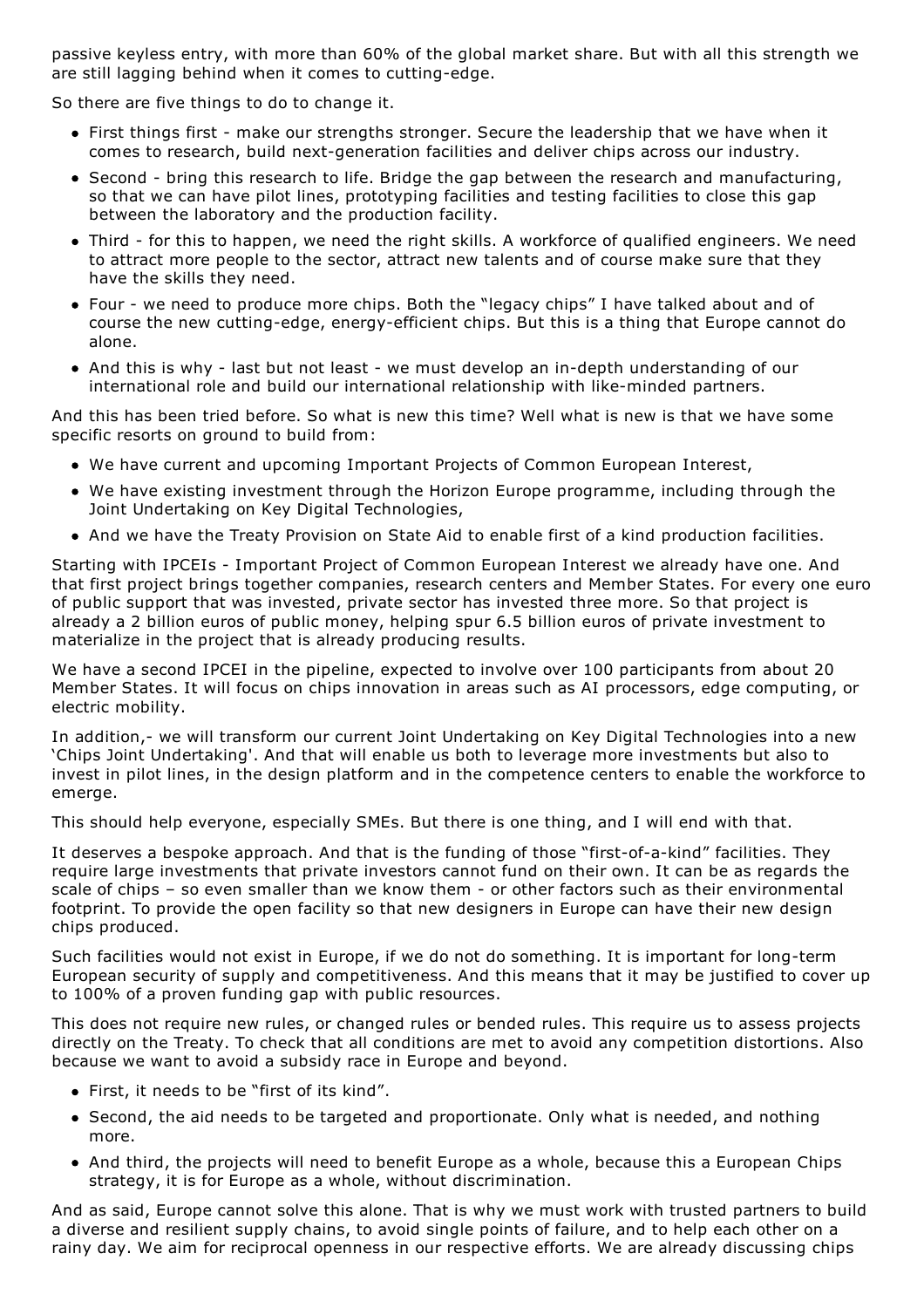passive keyless entry, with more than 60% of the global market share. But with all this strength we are still lagging behind when it comes to cutting-edge.

So there are five things to do to change it.

- First things first - make our strengths stronger. Secure the leadership that we have when it comes to research, build next-generation facilities and deliver chips across our industry.
- Second - bring this research to life. Bridge the gap between the research and manufacturing, so that we can have pilot lines, prototyping facilities and testing facilities to close this gap between the laboratory and the production facility.
- Third - for this to happen, we need the right skills. A workforce of qualified engineers. We need to attract more people to the sector, attract new talents and of course make sure that they have the skills they need.
- Four - we need to produce more chips. Both the "legacy chips" I have talked about and of course the new cutting-edge, energy-efficient chips. But this is a thing that Europe cannot do alone.
- And this is why - last but not least - we must develop an in-depth understanding of our international role and build our international relationship with like-minded partners.

And this has been tried before. So what is new this time? Well what is new is that we have some specific resorts on ground to build from:

- We have current and upcoming Important Projects of Common European Interest,
- We have existing investment through the Horizon Europe programme, including through the Joint Undertaking on Key Digital Technologies,
- And we have the Treaty Provision on State Aid to enable first of a kind production facilities.

Starting with IPCEIs - Important Project of Common European Interest we already have one. And that first project brings together companies, research centers and Member States. For every one euro of public support that was invested, private sector has invested three more. So that project is already a 2 billion euros of public money, helping spur 6.5 billion euros of private investment to materialize in the project that is already producing results.

We have a second IPCEI in the pipeline, expected to involve over 100 participants from about 20 Member States. It will focus on chips innovation in areas such as AI processors, edge computing, or electric mobility.

In addition,- we will transform our current Joint Undertaking on Key Digital Technologies into a new 'Chips Joint Undertaking'. And that will enable us both to leverage more investments but also to invest in pilot lines, in the design platform and in the competence centers to enable the workforce to emerge.

This should help everyone, especially SMEs. But there is one thing, and I will end with that.

It deserves a bespoke approach. And that is the funding of those "first-of-a-kind" facilities. They require large investments that private investors cannot fund on their own. It can be as regards the scale of chips – so even smaller than we know them - or other factors such as their environmental footprint. To provide the open facility so that new designers in Europe can have their new design chips produced.

Such facilities would not exist in Europe, if we do not do something. It is important for long-term European security of supply and competitiveness. And this means that it may be justified to cover up to 100% of a proven funding gap with public resources.

This does not require new rules, or changed rules or bended rules. This require us to assess projects directly on the Treaty. To check that all conditions are met to avoid any competition distortions. Also because we want to avoid a subsidy race in Europe and beyond.

- First, it needs to be "first of its kind".
- Second, the aid needs to be targeted and proportionate. Only what is needed, and nothing more.
- And third, the projects will need to benefit Europe as a whole, because this a European Chips strategy, it is for Europe as a whole, without discrimination.

And as said, Europe cannot solve this alone. That is why we must work with trusted partners to build a diverse and resilient supply chains, to avoid single points of failure, and to help each other on a rainy day. We aim for reciprocal openness in our respective efforts. We are already discussing chips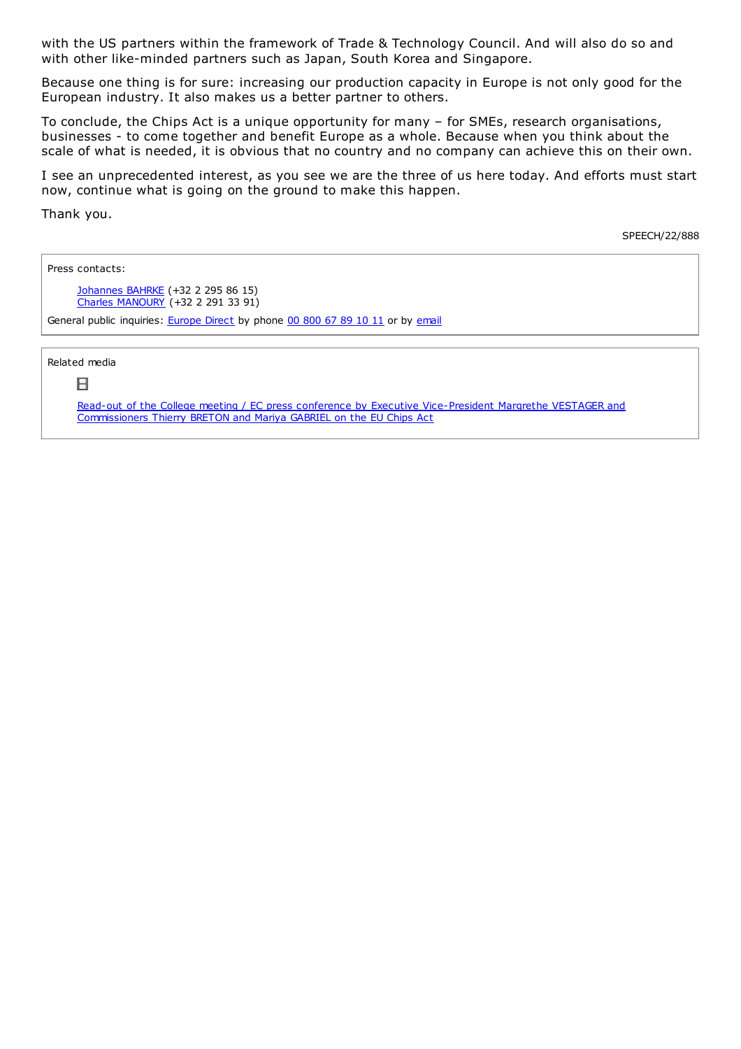with the US partners within the framework of Trade & Technology Council. And will also do so and with other like-minded partners such as Japan, South Korea and Singapore.

Because one thing is for sure: increasing our production capacity in Europe is not only good for the European industry. It also makes us a better partner to others.

To conclude, the Chips Act is a unique opportunity for many – for SMEs, research organisations, businesses - to come together and benefit Europe as a whole. Because when you think about the scale of what is needed, it is obvious that no country and no company can achieve this on their own.

I see an unprecedented interest, as you see we are the three of us here today. And efforts must start now, continue what is going on the ground to make this happen.

Thank you.

SPEECH/22/888

Press contacts:

Johannes BAHRKE (+32 2 295 86 15)
Charles MANOURY (+32 2 291 33 91)

General public inquiries: Europe Direct by phone 00 800 67 89 10 11 or by email

Related media

Read-out of the College meeting / EC press conference by Executive Vice-President Margrethe VESTAGER and Commissioners Thierry BRETON and Mariya GABRIEL on the EU Chips Act